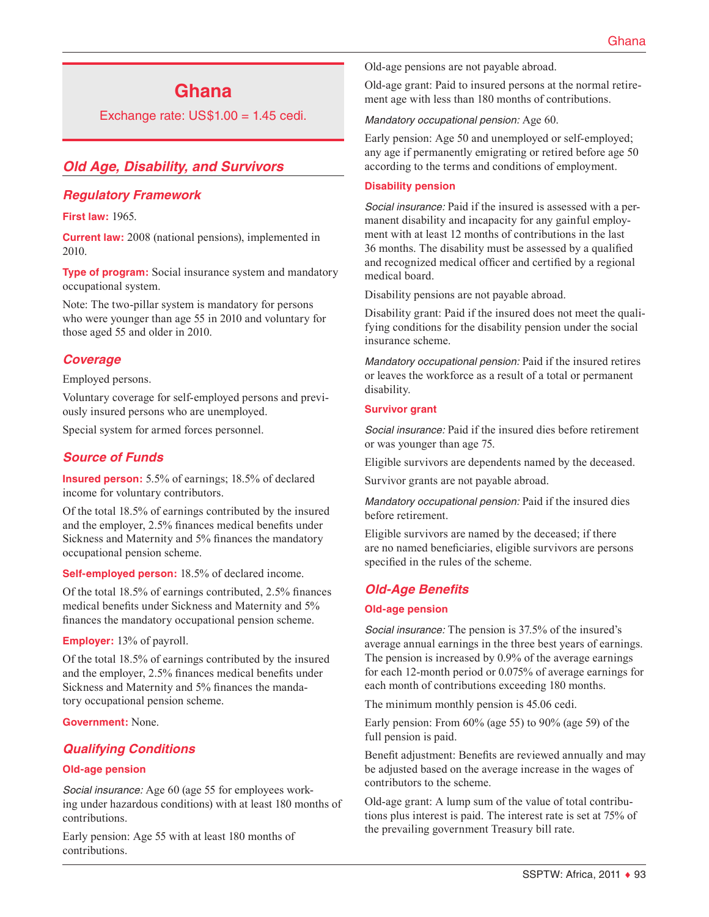# Ghana

Exchange rate: US$1.00 = 1.45 cedi.

## Old Age, Disability, and Survivors

### Regulatory Framework

**First law:** 1965.

**Current law:** 2008 (national pensions), implemented in 2010.

**Type of program:** Social insurance system and mandatory occupational system.

Note: The two-pillar system is mandatory for persons who were younger than age 55 in 2010 and voluntary for those aged 55 and older in 2010.

### Coverage

Employed persons.

Voluntary coverage for self-employed persons and previously insured persons who are unemployed.

Special system for armed forces personnel.

### Source of Funds

**Insured person:** 5.5% of earnings; 18.5% of declared income for voluntary contributors.

Of the total 18.5% of earnings contributed by the insured and the employer, 2.5% finances medical benefits under Sickness and Maternity and 5% finances the mandatory occupational pension scheme.

**Self-employed person:** 18.5% of declared income.

Of the total 18.5% of earnings contributed, 2.5% finances medical benefits under Sickness and Maternity and 5% finances the mandatory occupational pension scheme.

**Employer:** 13% of payroll.

Of the total 18.5% of earnings contributed by the insured and the employer, 2.5% finances medical benefits under Sickness and Maternity and 5% finances the mandatory occupational pension scheme.

**Government:** None.

### Qualifying Conditions

#### Old-age pension

*Social insurance:* Age 60 (age 55 for employees working under hazardous conditions) with at least 180 months of contributions.

Early pension: Age 55 with at least 180 months of contributions.

Old-age pensions are not payable abroad.

Old-age grant: Paid to insured persons at the normal retirement age with less than 180 months of contributions.

*Mandatory occupational pension:* Age 60.

Early pension: Age 50 and unemployed or self-employed; any age if permanently emigrating or retired before age 50 according to the terms and conditions of employment.

#### Disability pension

*Social insurance:* Paid if the insured is assessed with a permanent disability and incapacity for any gainful employment with at least 12 months of contributions in the last 36 months. The disability must be assessed by a qualified and recognized medical officer and certified by a regional medical board.

Disability pensions are not payable abroad.

Disability grant: Paid if the insured does not meet the qualifying conditions for the disability pension under the social insurance scheme.

*Mandatory occupational pension:* Paid if the insured retires or leaves the workforce as a result of a total or permanent disability.

#### Survivor grant

*Social insurance:* Paid if the insured dies before retirement or was younger than age 75.

Eligible survivors are dependents named by the deceased.

Survivor grants are not payable abroad.

*Mandatory occupational pension:* Paid if the insured dies before retirement.

Eligible survivors are named by the deceased; if there are no named beneficiaries, eligible survivors are persons specified in the rules of the scheme.

### Old-Age Benefits

#### Old-age pension

*Social insurance:* The pension is 37.5% of the insured's average annual earnings in the three best years of earnings. The pension is increased by 0.9% of the average earnings for each 12-month period or 0.075% of average earnings for each month of contributions exceeding 180 months.

The minimum monthly pension is 45.06 cedi.

Early pension: From 60% (age 55) to 90% (age 59) of the full pension is paid.

Benefit adjustment: Benefits are reviewed annually and may be adjusted based on the average increase in the wages of contributors to the scheme.

Old-age grant: A lump sum of the value of total contributions plus interest is paid. The interest rate is set at 75% of the prevailing government Treasury bill rate.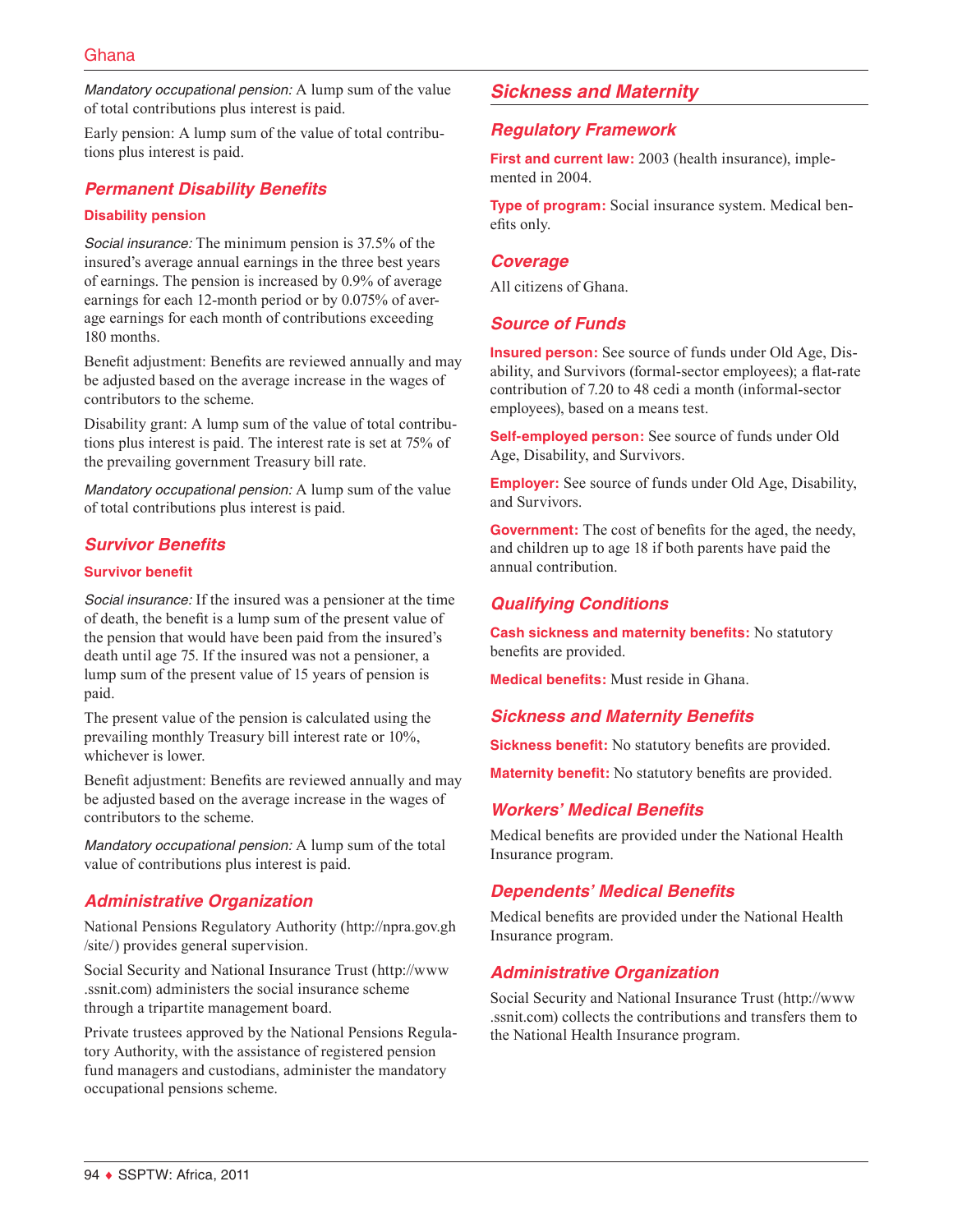*Mandatory occupational pension:* A lump sum of the value of total contributions plus interest is paid.

Early pension: A lump sum of the value of total contributions plus interest is paid.

## Permanent Disability Benefits

### Disability pension

*Social insurance:* The minimum pension is 37.5% of the insured's average annual earnings in the three best years of earnings. The pension is increased by 0.9% of average earnings for each 12-month period or by 0.075% of average earnings for each month of contributions exceeding 180 months.

Benefit adjustment: Benefits are reviewed annually and may be adjusted based on the average increase in the wages of contributors to the scheme.

Disability grant: A lump sum of the value of total contributions plus interest is paid. The interest rate is set at 75% of the prevailing government Treasury bill rate.

*Mandatory occupational pension:* A lump sum of the value of total contributions plus interest is paid.

## Survivor Benefits

### Survivor benefit

*Social insurance:* If the insured was a pensioner at the time of death, the benefit is a lump sum of the present value of the pension that would have been paid from the insured's death until age 75. If the insured was not a pensioner, a lump sum of the present value of 15 years of pension is paid.

The present value of the pension is calculated using the prevailing monthly Treasury bill interest rate or 10%, whichever is lower.

Benefit adjustment: Benefits are reviewed annually and may be adjusted based on the average increase in the wages of contributors to the scheme.

*Mandatory occupational pension:* A lump sum of the total value of contributions plus interest is paid.

## Administrative Organization

National Pensions Regulatory Authority (http://npra.gov.gh/site/) provides general supervision.

Social Security and National Insurance Trust (http://www.ssnit.com) administers the social insurance scheme through a tripartite management board.

Private trustees approved by the National Pensions Regulatory Authority, with the assistance of registered pension fund managers and custodians, administer the mandatory occupational pensions scheme.

# Sickness and Maternity

## Regulatory Framework

**First and current law:** 2003 (health insurance), implemented in 2004.

**Type of program:** Social insurance system. Medical benefits only.

## Coverage

All citizens of Ghana.

## Source of Funds

**Insured person:** See source of funds under Old Age, Disability, and Survivors (formal-sector employees); a flat-rate contribution of 7.20 to 48 cedi a month (informal-sector employees), based on a means test.

**Self-employed person:** See source of funds under Old Age, Disability, and Survivors.

**Employer:** See source of funds under Old Age, Disability, and Survivors.

**Government:** The cost of benefits for the aged, the needy, and children up to age 18 if both parents have paid the annual contribution.

## Qualifying Conditions

**Cash sickness and maternity benefits:** No statutory benefits are provided.

**Medical benefits:** Must reside in Ghana.

## Sickness and Maternity Benefits

**Sickness benefit:** No statutory benefits are provided.

**Maternity benefit:** No statutory benefits are provided.

## Workers' Medical Benefits

Medical benefits are provided under the National Health Insurance program.

## Dependents' Medical Benefits

Medical benefits are provided under the National Health Insurance program.

## Administrative Organization

Social Security and National Insurance Trust (http://www.ssnit.com) collects the contributions and transfers them to the National Health Insurance program.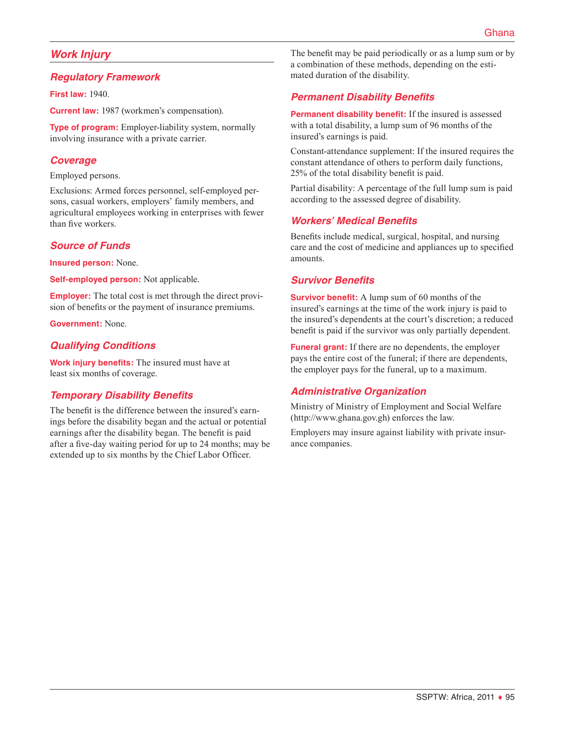## Work Injury

### Regulatory Framework

**First law:** 1940.

**Current law:** 1987 (workmen's compensation).

**Type of program:** Employer-liability system, normally involving insurance with a private carrier.

### Coverage

Employed persons.

Exclusions: Armed forces personnel, self-employed persons, casual workers, employers' family members, and agricultural employees working in enterprises with fewer than five workers.

### Source of Funds

**Insured person:** None.

**Self-employed person:** Not applicable.

**Employer:** The total cost is met through the direct provision of benefits or the payment of insurance premiums.

**Government:** None.

### Qualifying Conditions

**Work injury benefits:** The insured must have at least six months of coverage.

### Temporary Disability Benefits

The benefit is the difference between the insured's earnings before the disability began and the actual or potential earnings after the disability began. The benefit is paid after a five-day waiting period for up to 24 months; may be extended up to six months by the Chief Labor Officer.

The benefit may be paid periodically or as a lump sum or by a combination of these methods, depending on the estimated duration of the disability.

### Permanent Disability Benefits

**Permanent disability benefit:** If the insured is assessed with a total disability, a lump sum of 96 months of the insured's earnings is paid.

Constant-attendance supplement: If the insured requires the constant attendance of others to perform daily functions, 25% of the total disability benefit is paid.

Partial disability: A percentage of the full lump sum is paid according to the assessed degree of disability.

### Workers' Medical Benefits

Benefits include medical, surgical, hospital, and nursing care and the cost of medicine and appliances up to specified amounts.

### Survivor Benefits

**Survivor benefit:** A lump sum of 60 months of the insured's earnings at the time of the work injury is paid to the insured's dependents at the court's discretion; a reduced benefit is paid if the survivor was only partially dependent.

**Funeral grant:** If there are no dependents, the employer pays the entire cost of the funeral; if there are dependents, the employer pays for the funeral, up to a maximum.

### Administrative Organization

Ministry of Ministry of Employment and Social Welfare (http://www.ghana.gov.gh) enforces the law.

Employers may insure against liability with private insurance companies.